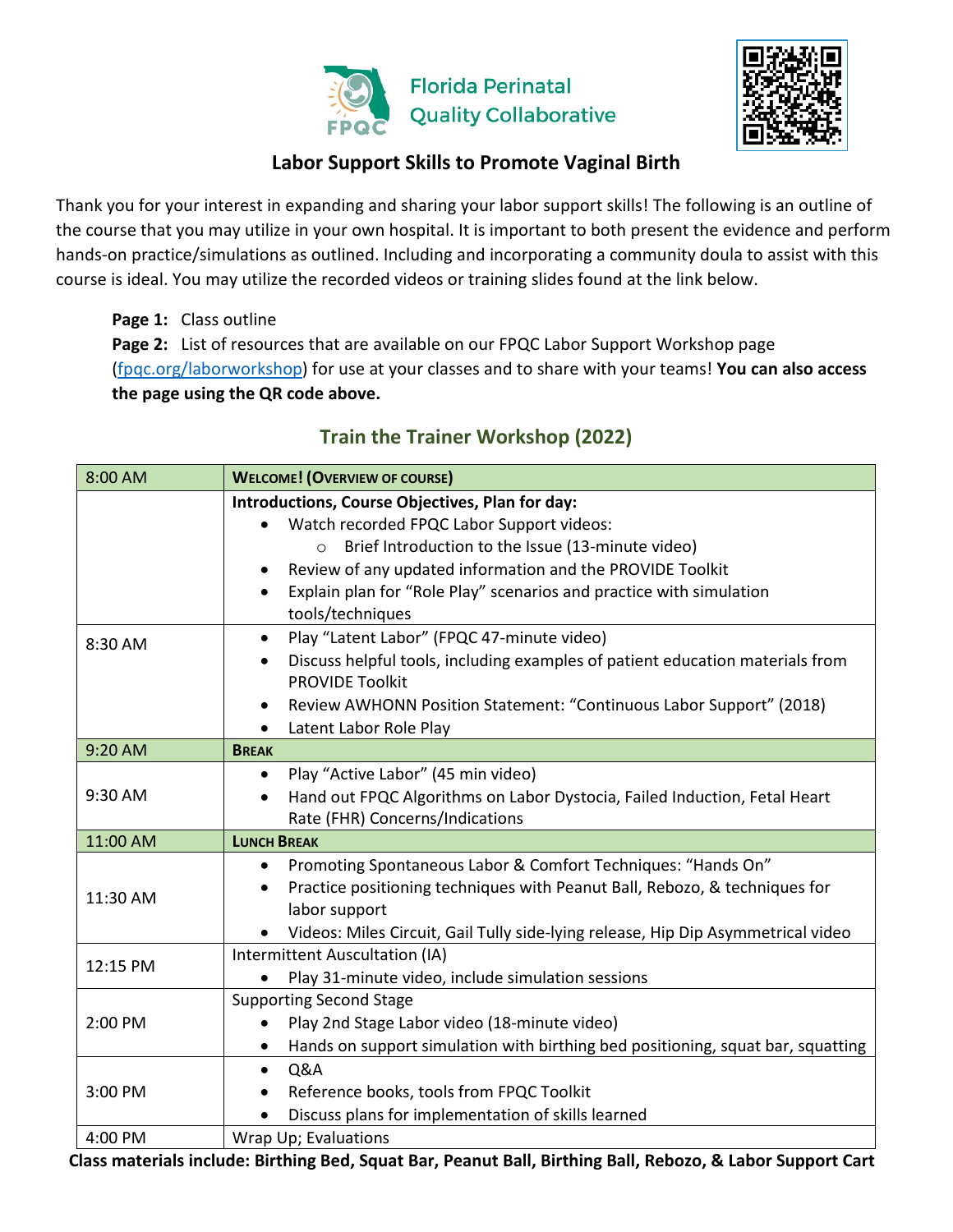Florida Perinatal Quality Collaborative

# Labor Support Skills to Promote Vaginal Birth

Thank you for your interest in expanding and sharing your labor support skills! The following is an outline of the course that you may utilize in your own hospital. It is important to both present the evidence and perform hands-on practice/simulations as outlined. Including and incorporating a community doula to assist with this course is ideal. You may utilize the recorded videos or training slides found at the link below.

**Page 1:** Class outline
**Page 2:** List of resources that are available on our FPQC Labor Support Workshop page (fpqc.org/laborworkshop) for use at your classes and to share with your teams! **You can also access the page using the QR code above.**

## Train the Trainer Workshop (2022)

| | |
|---|---|
| 8:00 AM | **WELCOME! (OVERVIEW OF COURSE)** |
| | **Introductions, Course Objectives, Plan for day:**<br>• Watch recorded FPQC Labor Support videos:<br>  ○ Brief Introduction to the Issue (13-minute video)<br>• Review of any updated information and the PROVIDE Toolkit<br>• Explain plan for "Role Play" scenarios and practice with simulation tools/techniques |
| 8:30 AM | • Play "Latent Labor" (FPQC 47-minute video)<br>• Discuss helpful tools, including examples of patient education materials from PROVIDE Toolkit<br>• Review AWHONN Position Statement: "Continuous Labor Support" (2018)<br>• Latent Labor Role Play |
| 9:20 AM | **BREAK** |
| 9:30 AM | • Play "Active Labor" (45 min video)<br>• Hand out FPQC Algorithms on Labor Dystocia, Failed Induction, Fetal Heart Rate (FHR) Concerns/Indications |
| 11:00 AM | **LUNCH BREAK** |
| 11:30 AM | • Promoting Spontaneous Labor & Comfort Techniques: "Hands On"<br>• Practice positioning techniques with Peanut Ball, Rebozo, & techniques for labor support<br>• Videos: Miles Circuit, Gail Tully side-lying release, Hip Dip Asymmetrical video |
| 12:15 PM | Intermittent Auscultation (IA)<br>• Play 31-minute video, include simulation sessions |
| 2:00 PM | Supporting Second Stage<br>• Play 2nd Stage Labor video (18-minute video)<br>• Hands on support simulation with birthing bed positioning, squat bar, squatting |
| 3:00 PM | • Q&A<br>• Reference books, tools from FPQC Toolkit<br>• Discuss plans for implementation of skills learned |
| 4:00 PM | Wrap Up; Evaluations |

**Class materials include: Birthing Bed, Squat Bar, Peanut Ball, Birthing Ball, Rebozo, & Labor Support Cart**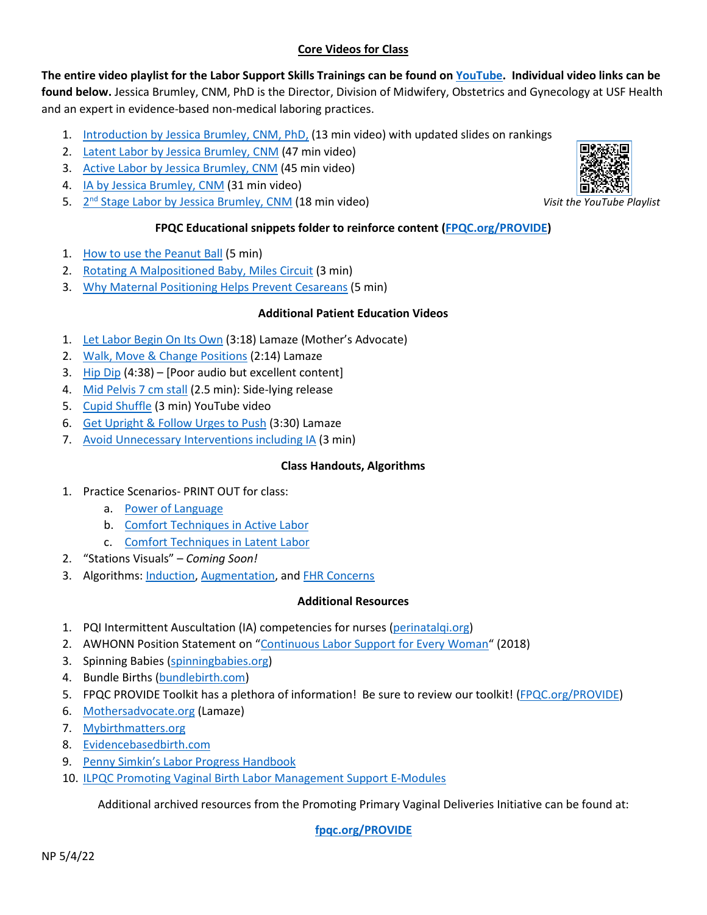## Core Videos for Class

**The entire video playlist for the Labor Support Skills Trainings can be found on YouTube. Individual video links can be found below.** Jessica Brumley, CNM, PhD is the Director, Division of Midwifery, Obstetrics and Gynecology at USF Health and an expert in evidence-based non-medical laboring practices.

1. Introduction by Jessica Brumley, CNM, PhD, (13 min video) with updated slides on rankings
2. Latent Labor by Jessica Brumley, CNM (47 min video)
3. Active Labor by Jessica Brumley, CNM (45 min video)
4. IA by Jessica Brumley, CNM (31 min video)
5. 2nd Stage Labor by Jessica Brumley, CNM (18 min video)

*Visit the YouTube Playlist*

### FPQC Educational snippets folder to reinforce content (FPQC.org/PROVIDE)

1. How to use the Peanut Ball (5 min)
2. Rotating A Malpositioned Baby, Miles Circuit (3 min)
3. Why Maternal Positioning Helps Prevent Cesareans (5 min)

### Additional Patient Education Videos

1. Let Labor Begin On Its Own (3:18) Lamaze (Mother's Advocate)
2. Walk, Move & Change Positions (2:14) Lamaze
3. Hip Dip (4:38) – [Poor audio but excellent content]
4. Mid Pelvis 7 cm stall (2.5 min): Side-lying release
5. Cupid Shuffle (3 min) YouTube video
6. Get Upright & Follow Urges to Push (3:30) Lamaze
7. Avoid Unnecessary Interventions including IA (3 min)

### Class Handouts, Algorithms

1. Practice Scenarios- PRINT OUT for class:
   a. Power of Language
   b. Comfort Techniques in Active Labor
   c. Comfort Techniques in Latent Labor
2. "Stations Visuals" – *Coming Soon!*
3. Algorithms: Induction, Augmentation, and FHR Concerns

### Additional Resources

1. PQI Intermittent Auscultation (IA) competencies for nurses (perinatalqi.org)
2. AWHONN Position Statement on "Continuous Labor Support for Every Woman" (2018)
3. Spinning Babies (spinningbabies.org)
4. Bundle Births (bundlebirth.com)
5. FPQC PROVIDE Toolkit has a plethora of information! Be sure to review our toolkit! (FPQC.org/PROVIDE)
6. Mothersadvocate.org (Lamaze)
7. Mybirthmatters.org
8. Evidencebasedbirth.com
9. Penny Simkin's Labor Progress Handbook
10. ILPQC Promoting Vaginal Birth Labor Management Support E-Modules

Additional archived resources from the Promoting Primary Vaginal Deliveries Initiative can be found at:

**fpqc.org/PROVIDE**

NP 5/4/22